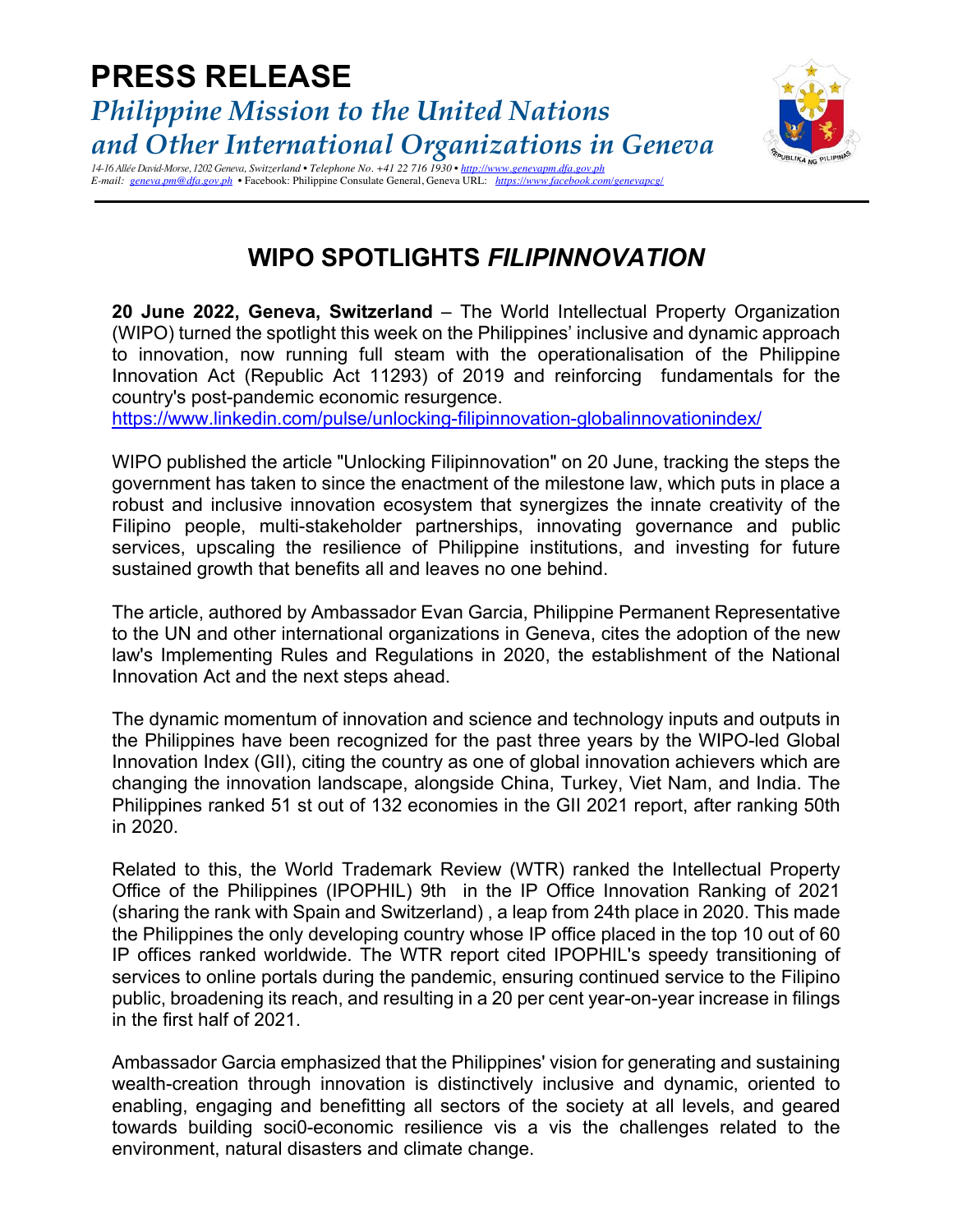# PRESS RELEASE

## *Philippine Mission to the United Nations and Other International Organizations in Geneva*

*14-16 Allée David-Morse, 1202 Geneva, Switzerland • Telephone No. +41 22 716 1930 • http://www.genevapm.dfa.gov.ph*
*E-mail: geneva.pm@dfa.gov.ph* • Facebook: Philippine Consulate General, Geneva URL: *https://www.facebook.com/genevapcg/*

---

## WIPO SPOTLIGHTS *FILIPINNOVATION*

**20 June 2022, Geneva, Switzerland** – The World Intellectual Property Organization (WIPO) turned the spotlight this week on the Philippines' inclusive and dynamic approach to innovation, now running full steam with the operationalisation of the Philippine Innovation Act (Republic Act 11293) of 2019 and reinforcing fundamentals for the country's post-pandemic economic resurgence.
https://www.linkedin.com/pulse/unlocking-filipinnovation-globalinnovationindex/

WIPO published the article "Unlocking Filipinnovation" on 20 June, tracking the steps the government has taken to since the enactment of the milestone law, which puts in place a robust and inclusive innovation ecosystem that synergizes the innate creativity of the Filipino people, multi-stakeholder partnerships, innovating governance and public services, upscaling the resilience of Philippine institutions, and investing for future sustained growth that benefits all and leaves no one behind.

The article, authored by Ambassador Evan Garcia, Philippine Permanent Representative to the UN and other international organizations in Geneva, cites the adoption of the new law's Implementing Rules and Regulations in 2020, the establishment of the National Innovation Act and the next steps ahead.

The dynamic momentum of innovation and science and technology inputs and outputs in the Philippines have been recognized for the past three years by the WIPO-led Global Innovation Index (GII), citing the country as one of global innovation achievers which are changing the innovation landscape, alongside China, Turkey, Viet Nam, and India. The Philippines ranked 51 st out of 132 economies in the GII 2021 report, after ranking 50th in 2020.

Related to this, the World Trademark Review (WTR) ranked the Intellectual Property Office of the Philippines (IPOPHIL) 9th in the IP Office Innovation Ranking of 2021 (sharing the rank with Spain and Switzerland) , a leap from 24th place in 2020. This made the Philippines the only developing country whose IP office placed in the top 10 out of 60 IP offices ranked worldwide. The WTR report cited IPOPHIL's speedy transitioning of services to online portals during the pandemic, ensuring continued service to the Filipino public, broadening its reach, and resulting in a 20 per cent year-on-year increase in filings in the first half of 2021.

Ambassador Garcia emphasized that the Philippines' vision for generating and sustaining wealth-creation through innovation is distinctively inclusive and dynamic, oriented to enabling, engaging and benefitting all sectors of the society at all levels, and geared towards building soci0-economic resilience vis a vis the challenges related to the environment, natural disasters and climate change.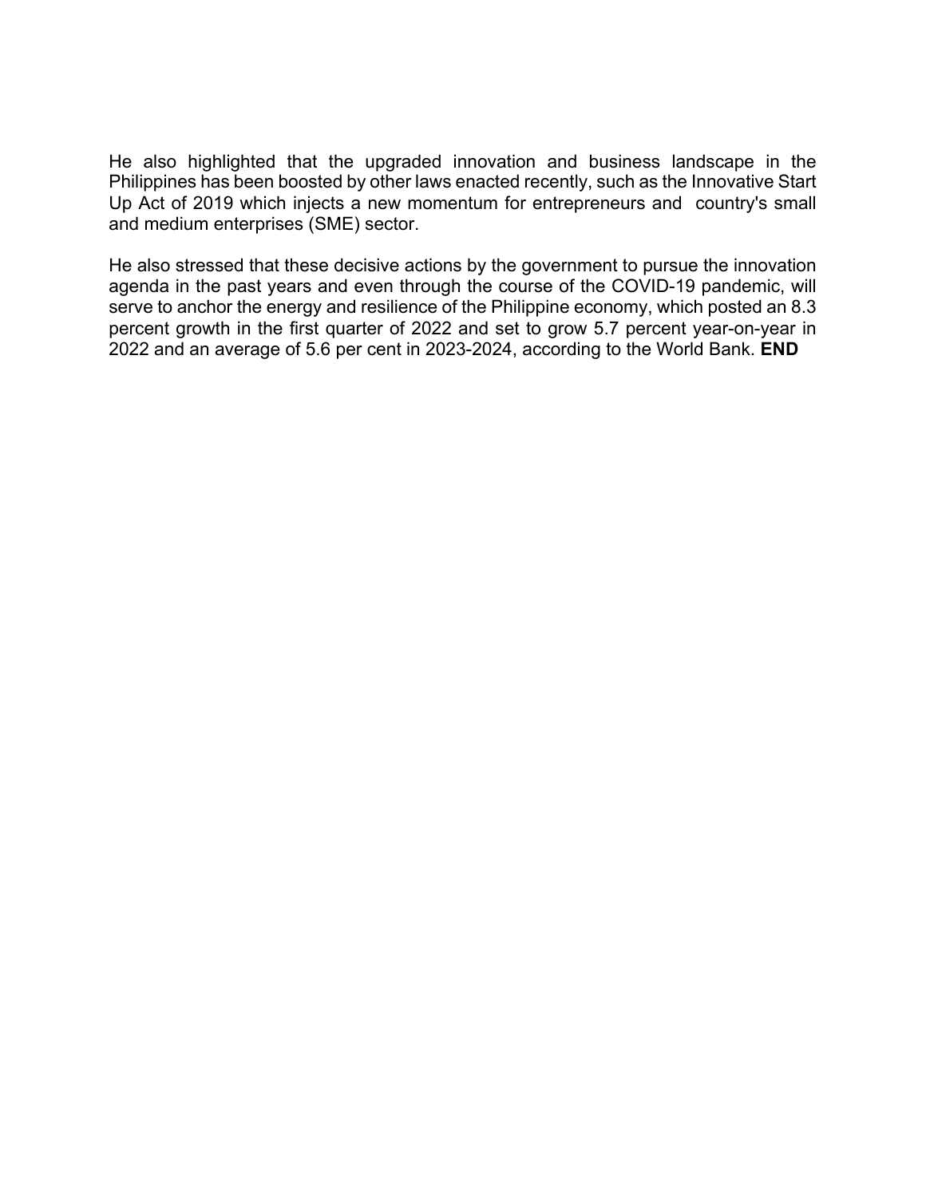He also highlighted that the upgraded innovation and business landscape in the Philippines has been boosted by other laws enacted recently, such as the Innovative Start Up Act of 2019 which injects a new momentum for entrepreneurs and country's small and medium enterprises (SME) sector.

He also stressed that these decisive actions by the government to pursue the innovation agenda in the past years and even through the course of the COVID-19 pandemic, will serve to anchor the energy and resilience of the Philippine economy, which posted an 8.3 percent growth in the first quarter of 2022 and set to grow 5.7 percent year-on-year in 2022 and an average of 5.6 per cent in 2023-2024, according to the World Bank. **END**